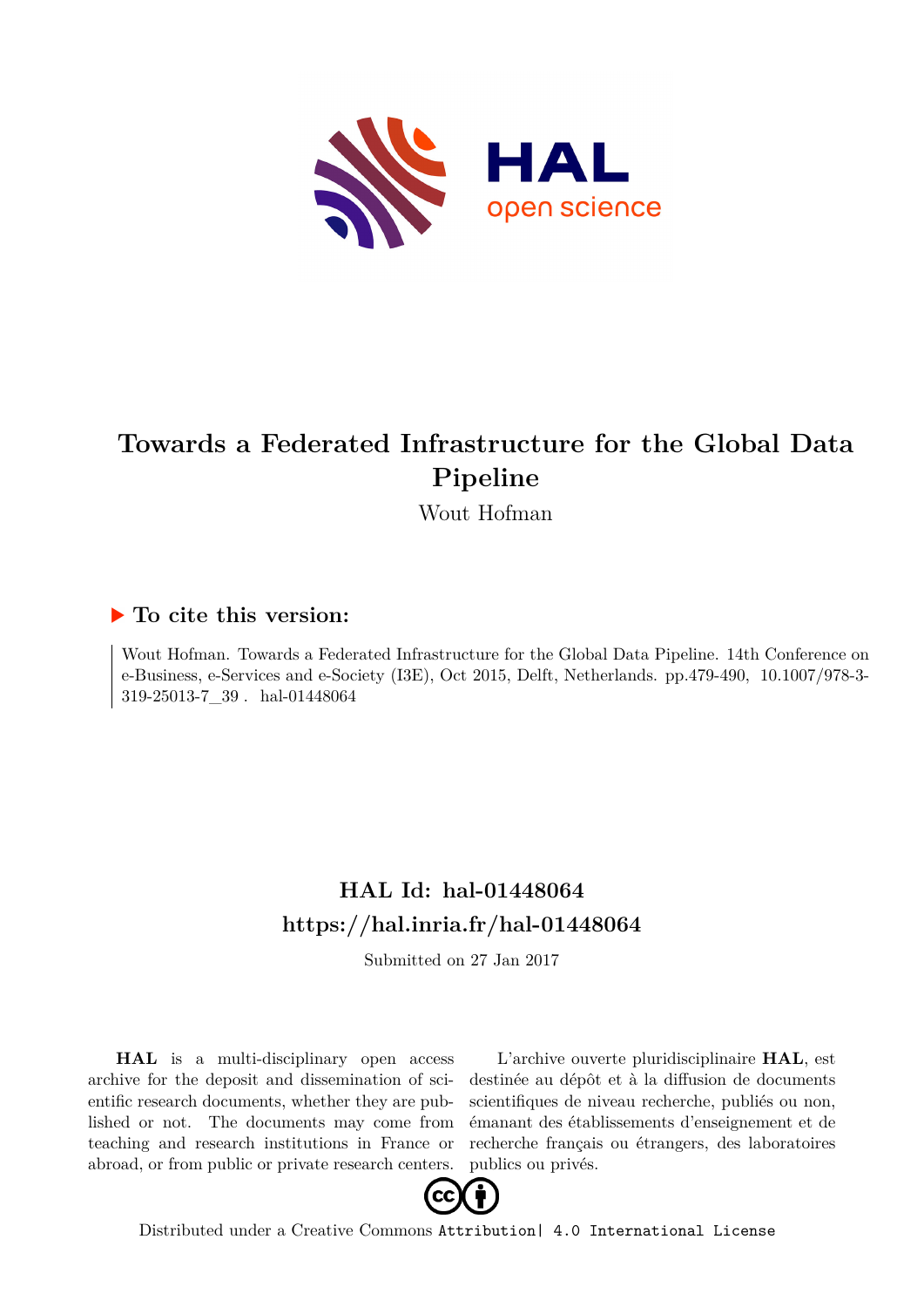# Towards a Federated Infrastructure for the Global Data Pipeline

Wout Hofman

## ▶ To cite this version:

Wout Hofman. Towards a Federated Infrastructure for the Global Data Pipeline. 14th Conference on e-Business, e-Services and e-Society (I3E), Oct 2015, Delft, Netherlands. pp.479-490, 10.1007/978-3-319-25013-7_39 . hal-01448064

## HAL Id: hal-01448064
## https://hal.inria.fr/hal-01448064

Submitted on 27 Jan 2017

**HAL** is a multi-disciplinary open access archive for the deposit and dissemination of scientific research documents, whether they are published or not. The documents may come from teaching and research institutions in France or abroad, or from public or private research centers.

L'archive ouverte pluridisciplinaire **HAL**, est destinée au dépôt et à la diffusion de documents scientifiques de niveau recherche, publiés ou non, émanant des établissements d'enseignement et de recherche français ou étrangers, des laboratoires publics ou privés.

Distributed under a Creative Commons Attribution| 4.0 International License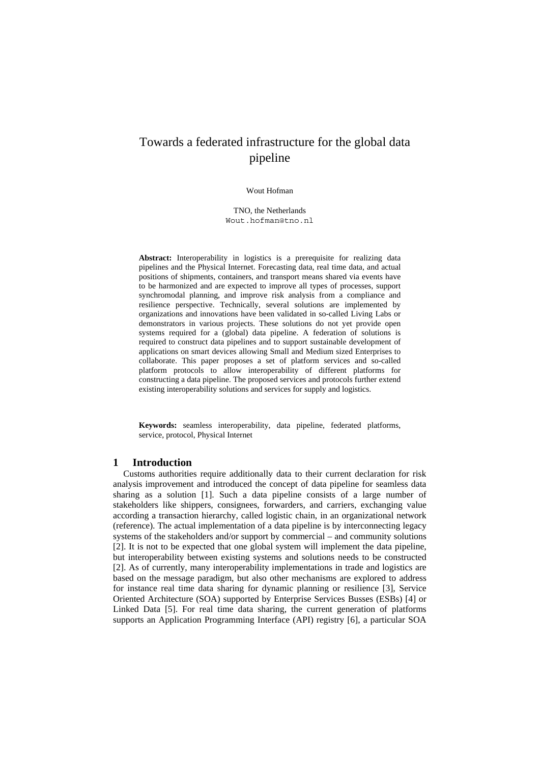# Towards a federated infrastructure for the global data pipeline

Wout Hofman

TNO, the Netherlands
Wout.hofman@tno.nl

**Abstract:** Interoperability in logistics is a prerequisite for realizing data pipelines and the Physical Internet. Forecasting data, real time data, and actual positions of shipments, containers, and transport means shared via events have to be harmonized and are expected to improve all types of processes, support synchromodal planning, and improve risk analysis from a compliance and resilience perspective. Technically, several solutions are implemented by organizations and innovations have been validated in so-called Living Labs or demonstrators in various projects. These solutions do not yet provide open systems required for a (global) data pipeline. A federation of solutions is required to construct data pipelines and to support sustainable development of applications on smart devices allowing Small and Medium sized Enterprises to collaborate. This paper proposes a set of platform services and so-called platform protocols to allow interoperability of different platforms for constructing a data pipeline. The proposed services and protocols further extend existing interoperability solutions and services for supply and logistics.

**Keywords:** seamless interoperability, data pipeline, federated platforms, service, protocol, Physical Internet

## 1 Introduction

Customs authorities require additionally data to their current declaration for risk analysis improvement and introduced the concept of data pipeline for seamless data sharing as a solution [1]. Such a data pipeline consists of a large number of stakeholders like shippers, consignees, forwarders, and carriers, exchanging value according a transaction hierarchy, called logistic chain, in an organizational network (reference). The actual implementation of a data pipeline is by interconnecting legacy systems of the stakeholders and/or support by commercial – and community solutions [2]. It is not to be expected that one global system will implement the data pipeline, but interoperability between existing systems and solutions needs to be constructed [2]. As of currently, many interoperability implementations in trade and logistics are based on the message paradigm, but also other mechanisms are explored to address for instance real time data sharing for dynamic planning or resilience [3], Service Oriented Architecture (SOA) supported by Enterprise Services Busses (ESBs) [4] or Linked Data [5]. For real time data sharing, the current generation of platforms supports an Application Programming Interface (API) registry [6], a particular SOA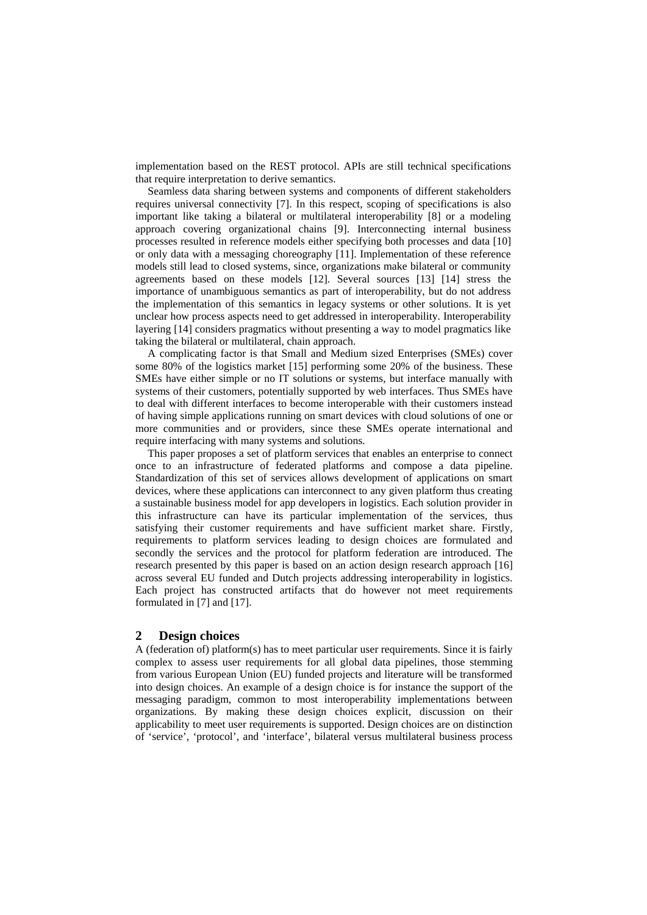implementation based on the REST protocol. APIs are still technical specifications that require interpretation to derive semantics.

Seamless data sharing between systems and components of different stakeholders requires universal connectivity [7]. In this respect, scoping of specifications is also important like taking a bilateral or multilateral interoperability [8] or a modeling approach covering organizational chains [9]. Interconnecting internal business processes resulted in reference models either specifying both processes and data [10] or only data with a messaging choreography [11]. Implementation of these reference models still lead to closed systems, since, organizations make bilateral or community agreements based on these models [12]. Several sources [13] [14] stress the importance of unambiguous semantics as part of interoperability, but do not address the implementation of this semantics in legacy systems or other solutions. It is yet unclear how process aspects need to get addressed in interoperability. Interoperability layering [14] considers pragmatics without presenting a way to model pragmatics like taking the bilateral or multilateral, chain approach.

A complicating factor is that Small and Medium sized Enterprises (SMEs) cover some 80% of the logistics market [15] performing some 20% of the business. These SMEs have either simple or no IT solutions or systems, but interface manually with systems of their customers, potentially supported by web interfaces. Thus SMEs have to deal with different interfaces to become interoperable with their customers instead of having simple applications running on smart devices with cloud solutions of one or more communities and or providers, since these SMEs operate international and require interfacing with many systems and solutions.

This paper proposes a set of platform services that enables an enterprise to connect once to an infrastructure of federated platforms and compose a data pipeline. Standardization of this set of services allows development of applications on smart devices, where these applications can interconnect to any given platform thus creating a sustainable business model for app developers in logistics. Each solution provider in this infrastructure can have its particular implementation of the services, thus satisfying their customer requirements and have sufficient market share. Firstly, requirements to platform services leading to design choices are formulated and secondly the services and the protocol for platform federation are introduced. The research presented by this paper is based on an action design research approach [16] across several EU funded and Dutch projects addressing interoperability in logistics. Each project has constructed artifacts that do however not meet requirements formulated in [7] and [17].

## 2 Design choices

A (federation of) platform(s) has to meet particular user requirements. Since it is fairly complex to assess user requirements for all global data pipelines, those stemming from various European Union (EU) funded projects and literature will be transformed into design choices. An example of a design choice is for instance the support of the messaging paradigm, common to most interoperability implementations between organizations. By making these design choices explicit, discussion on their applicability to meet user requirements is supported. Design choices are on distinction of 'service', 'protocol', and 'interface', bilateral versus multilateral business process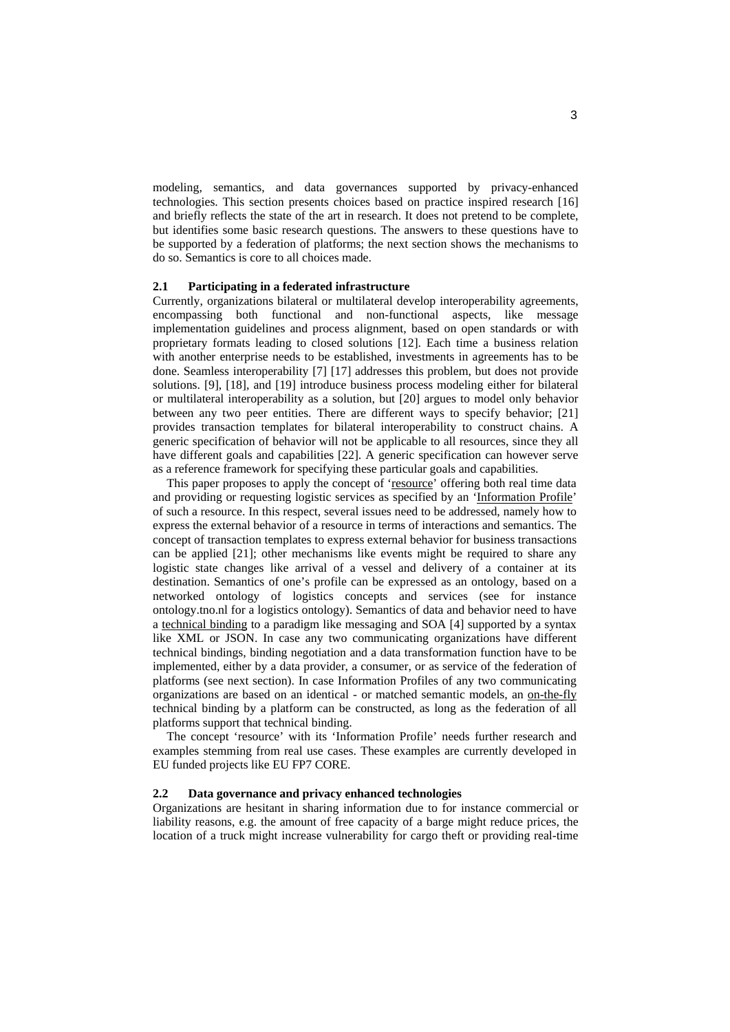modeling, semantics, and data governances supported by privacy-enhanced technologies. This section presents choices based on practice inspired research [16] and briefly reflects the state of the art in research. It does not pretend to be complete, but identifies some basic research questions. The answers to these questions have to be supported by a federation of platforms; the next section shows the mechanisms to do so. Semantics is core to all choices made.

### 2.1 Participating in a federated infrastructure

Currently, organizations bilateral or multilateral develop interoperability agreements, encompassing both functional and non-functional aspects, like message implementation guidelines and process alignment, based on open standards or with proprietary formats leading to closed solutions [12]. Each time a business relation with another enterprise needs to be established, investments in agreements has to be done. Seamless interoperability [7] [17] addresses this problem, but does not provide solutions. [9], [18], and [19] introduce business process modeling either for bilateral or multilateral interoperability as a solution, but [20] argues to model only behavior between any two peer entities. There are different ways to specify behavior; [21] provides transaction templates for bilateral interoperability to construct chains. A generic specification of behavior will not be applicable to all resources, since they all have different goals and capabilities [22]. A generic specification can however serve as a reference framework for specifying these particular goals and capabilities.

This paper proposes to apply the concept of 'resource' offering both real time data and providing or requesting logistic services as specified by an 'Information Profile' of such a resource. In this respect, several issues need to be addressed, namely how to express the external behavior of a resource in terms of interactions and semantics. The concept of transaction templates to express external behavior for business transactions can be applied [21]; other mechanisms like events might be required to share any logistic state changes like arrival of a vessel and delivery of a container at its destination. Semantics of one's profile can be expressed as an ontology, based on a networked ontology of logistics concepts and services (see for instance ontology.tno.nl for a logistics ontology). Semantics of data and behavior need to have a technical binding to a paradigm like messaging and SOA [4] supported by a syntax like XML or JSON. In case any two communicating organizations have different technical bindings, binding negotiation and a data transformation function have to be implemented, either by a data provider, a consumer, or as service of the federation of platforms (see next section). In case Information Profiles of any two communicating organizations are based on an identical - or matched semantic models, an on-the-fly technical binding by a platform can be constructed, as long as the federation of all platforms support that technical binding.

The concept 'resource' with its 'Information Profile' needs further research and examples stemming from real use cases. These examples are currently developed in EU funded projects like EU FP7 CORE.

### 2.2 Data governance and privacy enhanced technologies

Organizations are hesitant in sharing information due to for instance commercial or liability reasons, e.g. the amount of free capacity of a barge might reduce prices, the location of a truck might increase vulnerability for cargo theft or providing real-time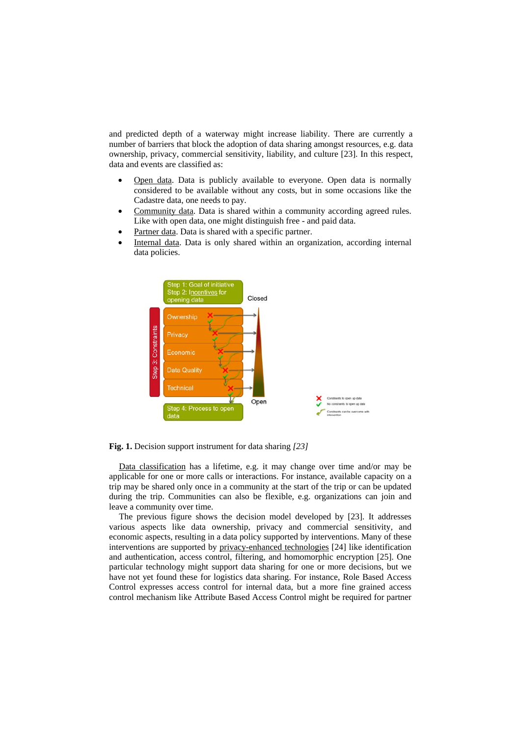and predicted depth of a waterway might increase liability. There are currently a number of barriers that block the adoption of data sharing amongst resources, e.g. data ownership, privacy, commercial sensitivity, liability, and culture [23]. In this respect, data and events are classified as:

- Open data. Data is publicly available to everyone. Open data is normally considered to be available without any costs, but in some occasions like the Cadastre data, one needs to pay.
- Community data. Data is shared within a community according agreed rules. Like with open data, one might distinguish free - and paid data.
- Partner data. Data is shared with a specific partner.
- Internal data. Data is only shared within an organization, according internal data policies.

Step 1: Goal of initiative
Step 2: Incentives for opening data
Closed
Step 3: Constraints
Ownership
Privacy
Economic
Data Quality
Technical
Open
Step 4: Process to open data
Constraints to open up data
No constraints to open up data
Constraints can be overcome with intervention

**Fig. 1.** Decision support instrument for data sharing *[23]*

Data classification has a lifetime, e.g. it may change over time and/or may be applicable for one or more calls or interactions. For instance, available capacity on a trip may be shared only once in a community at the start of the trip or can be updated during the trip. Communities can also be flexible, e.g. organizations can join and leave a community over time.

The previous figure shows the decision model developed by [23]. It addresses various aspects like data ownership, privacy and commercial sensitivity, and economic aspects, resulting in a data policy supported by interventions. Many of these interventions are supported by privacy-enhanced technologies [24] like identification and authentication, access control, filtering, and homomorphic encryption [25]. One particular technology might support data sharing for one or more decisions, but we have not yet found these for logistics data sharing. For instance, Role Based Access Control expresses access control for internal data, but a more fine grained access control mechanism like Attribute Based Access Control might be required for partner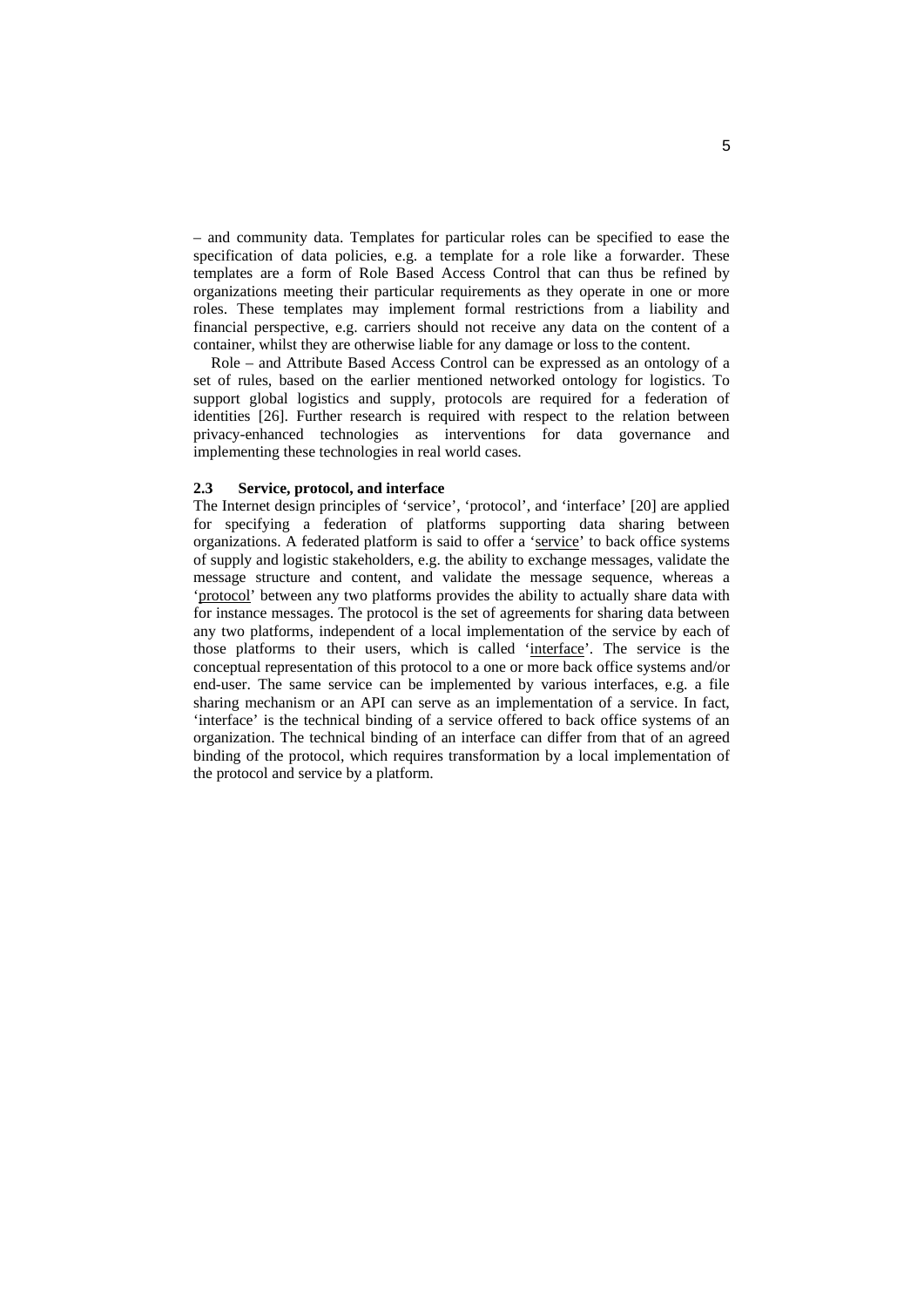– and community data. Templates for particular roles can be specified to ease the specification of data policies, e.g. a template for a role like a forwarder. These templates are a form of Role Based Access Control that can thus be refined by organizations meeting their particular requirements as they operate in one or more roles. These templates may implement formal restrictions from a liability and financial perspective, e.g. carriers should not receive any data on the content of a container, whilst they are otherwise liable for any damage or loss to the content.

Role – and Attribute Based Access Control can be expressed as an ontology of a set of rules, based on the earlier mentioned networked ontology for logistics. To support global logistics and supply, protocols are required for a federation of identities [26]. Further research is required with respect to the relation between privacy-enhanced technologies as interventions for data governance and implementing these technologies in real world cases.

### 2.3 Service, protocol, and interface

The Internet design principles of 'service', 'protocol', and 'interface' [20] are applied for specifying a federation of platforms supporting data sharing between organizations. A federated platform is said to offer a 'service' to back office systems of supply and logistic stakeholders, e.g. the ability to exchange messages, validate the message structure and content, and validate the message sequence, whereas a 'protocol' between any two platforms provides the ability to actually share data with for instance messages. The protocol is the set of agreements for sharing data between any two platforms, independent of a local implementation of the service by each of those platforms to their users, which is called 'interface'. The service is the conceptual representation of this protocol to a one or more back office systems and/or end-user. The same service can be implemented by various interfaces, e.g. a file sharing mechanism or an API can serve as an implementation of a service. In fact, 'interface' is the technical binding of a service offered to back office systems of an organization. The technical binding of an interface can differ from that of an agreed binding of the protocol, which requires transformation by a local implementation of the protocol and service by a platform.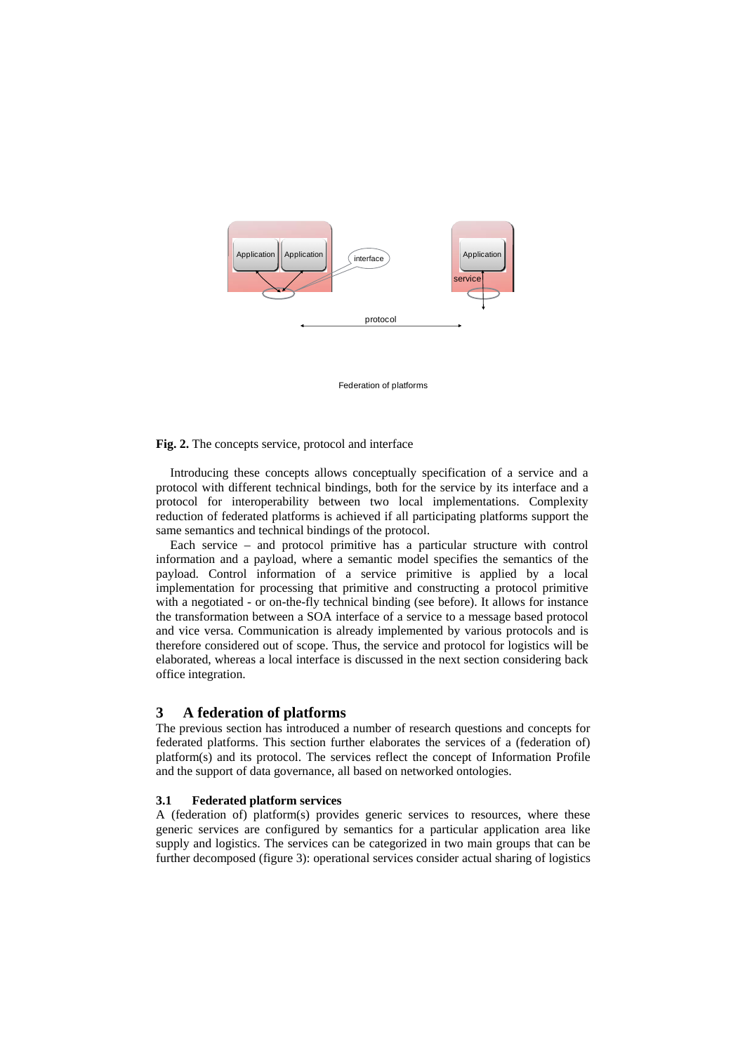Application
Application
interface
Application
service
protocol

Federation of platforms

**Fig. 2.** The concepts service, protocol and interface

Introducing these concepts allows conceptually specification of a service and a protocol with different technical bindings, both for the service by its interface and a protocol for interoperability between two local implementations. Complexity reduction of federated platforms is achieved if all participating platforms support the same semantics and technical bindings of the protocol.

Each service – and protocol primitive has a particular structure with control information and a payload, where a semantic model specifies the semantics of the payload. Control information of a service primitive is applied by a local implementation for processing that primitive and constructing a protocol primitive with a negotiated - or on-the-fly technical binding (see before). It allows for instance the transformation between a SOA interface of a service to a message based protocol and vice versa. Communication is already implemented by various protocols and is therefore considered out of scope. Thus, the service and protocol for logistics will be elaborated, whereas a local interface is discussed in the next section considering back office integration.

## 3 A federation of platforms

The previous section has introduced a number of research questions and concepts for federated platforms. This section further elaborates the services of a (federation of) platform(s) and its protocol. The services reflect the concept of Information Profile and the support of data governance, all based on networked ontologies.

### 3.1 Federated platform services

A (federation of) platform(s) provides generic services to resources, where these generic services are configured by semantics for a particular application area like supply and logistics. The services can be categorized in two main groups that can be further decomposed (figure 3): operational services consider actual sharing of logistics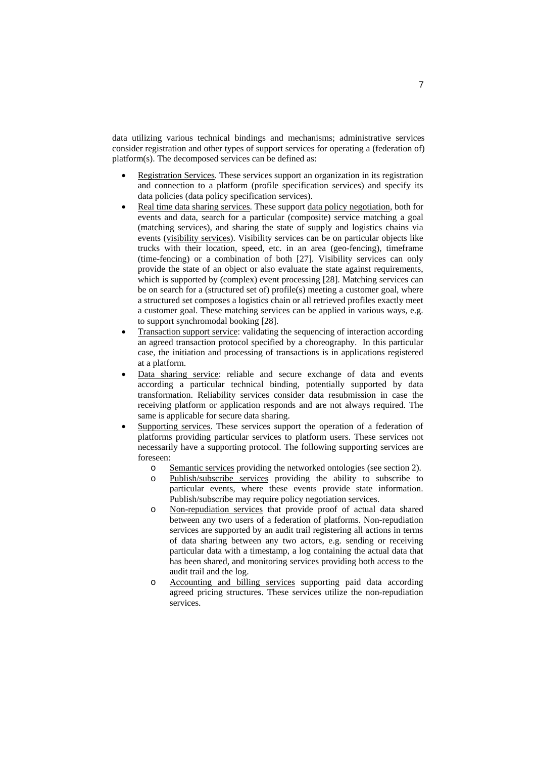data utilizing various technical bindings and mechanisms; administrative services consider registration and other types of support services for operating a (federation of) platform(s). The decomposed services can be defined as:

- Registration Services. These services support an organization in its registration and connection to a platform (profile specification services) and specify its data policies (data policy specification services).
- Real time data sharing services. These support data policy negotiation, both for events and data, search for a particular (composite) service matching a goal (matching services), and sharing the state of supply and logistics chains via events (visibility services). Visibility services can be on particular objects like trucks with their location, speed, etc. in an area (geo-fencing), timeframe (time-fencing) or a combination of both [27]. Visibility services can only provide the state of an object or also evaluate the state against requirements, which is supported by (complex) event processing [28]. Matching services can be on search for a (structured set of) profile(s) meeting a customer goal, where a structured set composes a logistics chain or all retrieved profiles exactly meet a customer goal. These matching services can be applied in various ways, e.g. to support synchromodal booking [28].
- Transaction support service: validating the sequencing of interaction according an agreed transaction protocol specified by a choreography. In this particular case, the initiation and processing of transactions is in applications registered at a platform.
- Data sharing service: reliable and secure exchange of data and events according a particular technical binding, potentially supported by data transformation. Reliability services consider data resubmission in case the receiving platform or application responds and are not always required. The same is applicable for secure data sharing.
- Supporting services. These services support the operation of a federation of platforms providing particular services to platform users. These services not necessarily have a supporting protocol. The following supporting services are foreseen:
  - Semantic services providing the networked ontologies (see section 2).
  - Publish/subscribe services providing the ability to subscribe to particular events, where these events provide state information. Publish/subscribe may require policy negotiation services.
  - Non-repudiation services that provide proof of actual data shared between any two users of a federation of platforms. Non-repudiation services are supported by an audit trail registering all actions in terms of data sharing between any two actors, e.g. sending or receiving particular data with a timestamp, a log containing the actual data that has been shared, and monitoring services providing both access to the audit trail and the log.
  - Accounting and billing services supporting paid data according agreed pricing structures. These services utilize the non-repudiation services.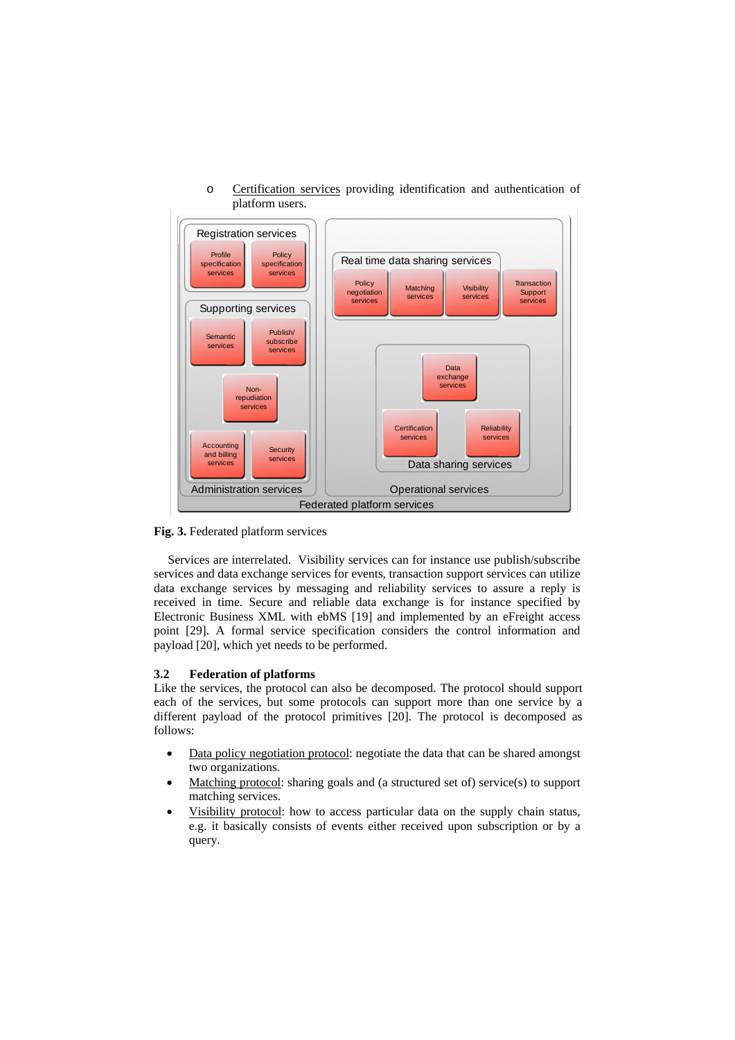- Certification services providing identification and authentication of platform users.

Registration services
Profile specification services
Policy specification services
Supporting services
Semantic services
Publish/ subscribe services
Non-repudiation services
Accounting and billing services
Security services
Administration services
Real time data sharing services
Policy negotiation services
Matching services
Visibility services
Transaction Support services
Data exchange services
Certification services
Reliability services
Data sharing services
Operational services
Federated platform services

**Fig. 3.** Federated platform services

Services are interrelated. Visibility services can for instance use publish/subscribe services and data exchange services for events, transaction support services can utilize data exchange services by messaging and reliability services to assure a reply is received in time. Secure and reliable data exchange is for instance specified by Electronic Business XML with ebMS [19] and implemented by an eFreight access point [29]. A formal service specification considers the control information and payload [20], which yet needs to be performed.

### 3.2 Federation of platforms

Like the services, the protocol can also be decomposed. The protocol should support each of the services, but some protocols can support more than one service by a different payload of the protocol primitives [20]. The protocol is decomposed as follows:

- Data policy negotiation protocol: negotiate the data that can be shared amongst two organizations.
- Matching protocol: sharing goals and (a structured set of) service(s) to support matching services.
- Visibility protocol: how to access particular data on the supply chain status, e.g. it basically consists of events either received upon subscription or by a query.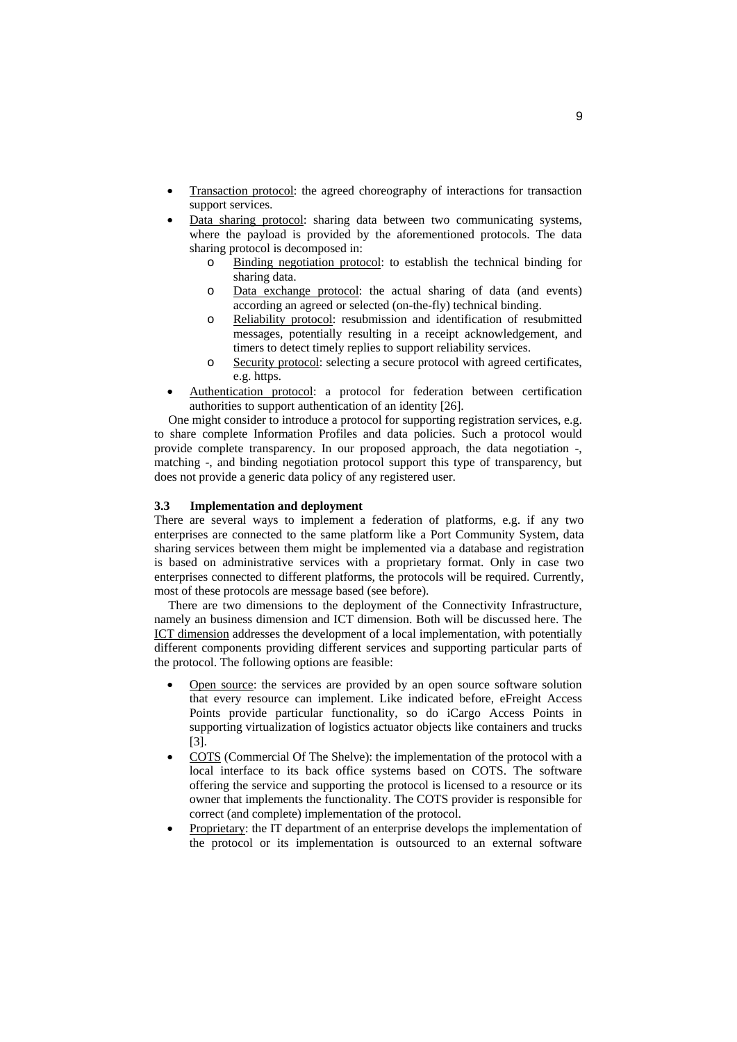- Transaction protocol: the agreed choreography of interactions for transaction support services.
- Data sharing protocol: sharing data between two communicating systems, where the payload is provided by the aforementioned protocols. The data sharing protocol is decomposed in:
  - Binding negotiation protocol: to establish the technical binding for sharing data.
  - Data exchange protocol: the actual sharing of data (and events) according an agreed or selected (on-the-fly) technical binding.
  - Reliability protocol: resubmission and identification of resubmitted messages, potentially resulting in a receipt acknowledgement, and timers to detect timely replies to support reliability services.
  - Security protocol: selecting a secure protocol with agreed certificates, e.g. https.
- Authentication protocol: a protocol for federation between certification authorities to support authentication of an identity [26].

One might consider to introduce a protocol for supporting registration services, e.g. to share complete Information Profiles and data policies. Such a protocol would provide complete transparency. In our proposed approach, the data negotiation -, matching -, and binding negotiation protocol support this type of transparency, but does not provide a generic data policy of any registered user.

### 3.3 Implementation and deployment

There are several ways to implement a federation of platforms, e.g. if any two enterprises are connected to the same platform like a Port Community System, data sharing services between them might be implemented via a database and registration is based on administrative services with a proprietary format. Only in case two enterprises connected to different platforms, the protocols will be required. Currently, most of these protocols are message based (see before).

There are two dimensions to the deployment of the Connectivity Infrastructure, namely an business dimension and ICT dimension. Both will be discussed here. The ICT dimension addresses the development of a local implementation, with potentially different components providing different services and supporting particular parts of the protocol. The following options are feasible:

- Open source: the services are provided by an open source software solution that every resource can implement. Like indicated before, eFreight Access Points provide particular functionality, so do iCargo Access Points in supporting virtualization of logistics actuator objects like containers and trucks [3].
- COTS (Commercial Of The Shelve): the implementation of the protocol with a local interface to its back office systems based on COTS. The software offering the service and supporting the protocol is licensed to a resource or its owner that implements the functionality. The COTS provider is responsible for correct (and complete) implementation of the protocol.
- Proprietary: the IT department of an enterprise develops the implementation of the protocol or its implementation is outsourced to an external software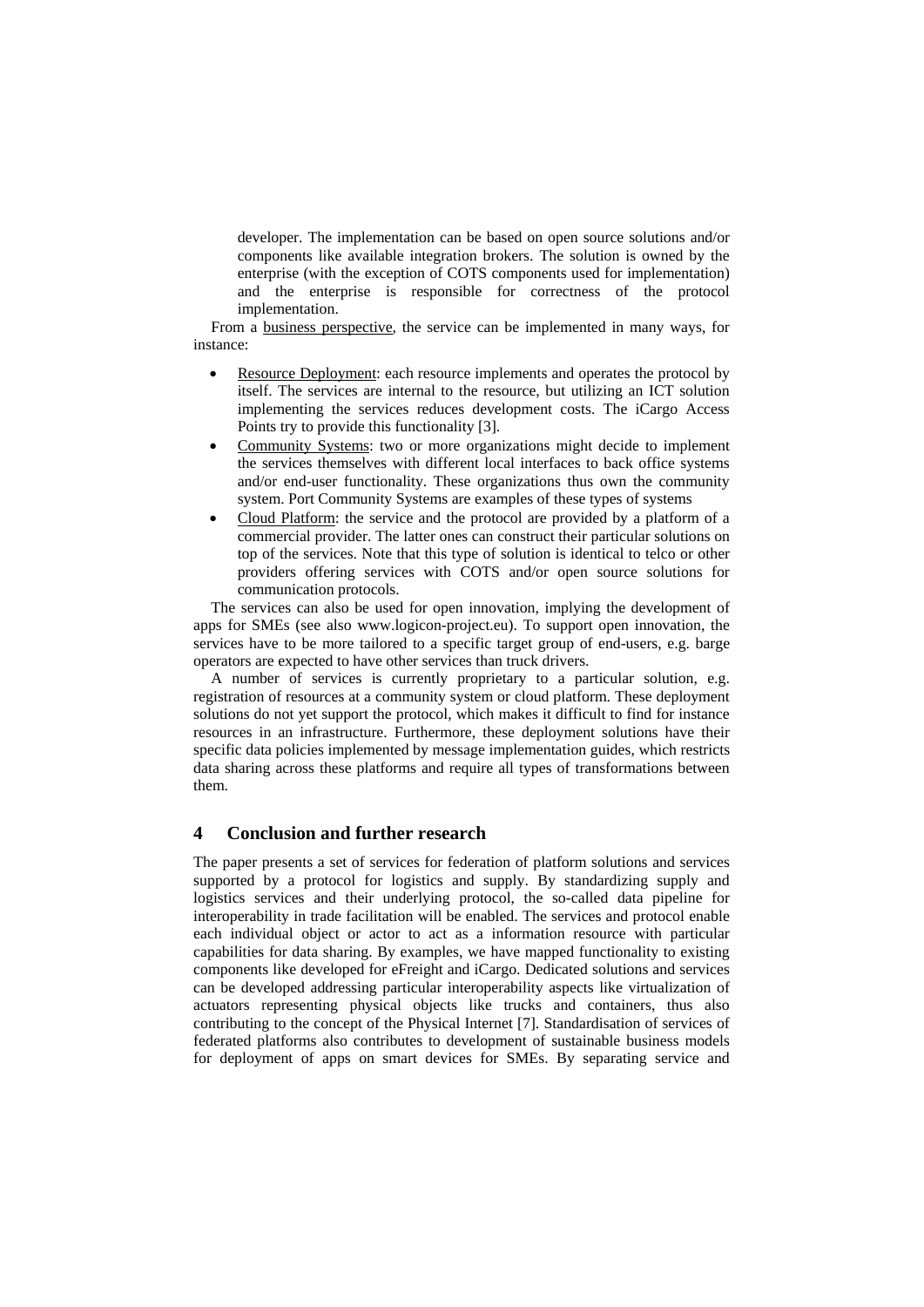developer. The implementation can be based on open source solutions and/or components like available integration brokers. The solution is owned by the enterprise (with the exception of COTS components used for implementation) and the enterprise is responsible for correctness of the protocol implementation.

From a business perspective, the service can be implemented in many ways, for instance:

- Resource Deployment: each resource implements and operates the protocol by itself. The services are internal to the resource, but utilizing an ICT solution implementing the services reduces development costs. The iCargo Access Points try to provide this functionality [3].
- Community Systems: two or more organizations might decide to implement the services themselves with different local interfaces to back office systems and/or end-user functionality. These organizations thus own the community system. Port Community Systems are examples of these types of systems
- Cloud Platform: the service and the protocol are provided by a platform of a commercial provider. The latter ones can construct their particular solutions on top of the services. Note that this type of solution is identical to telco or other providers offering services with COTS and/or open source solutions for communication protocols.

The services can also be used for open innovation, implying the development of apps for SMEs (see also www.logicon-project.eu). To support open innovation, the services have to be more tailored to a specific target group of end-users, e.g. barge operators are expected to have other services than truck drivers.

A number of services is currently proprietary to a particular solution, e.g. registration of resources at a community system or cloud platform. These deployment solutions do not yet support the protocol, which makes it difficult to find for instance resources in an infrastructure. Furthermore, these deployment solutions have their specific data policies implemented by message implementation guides, which restricts data sharing across these platforms and require all types of transformations between them.

## 4 Conclusion and further research

The paper presents a set of services for federation of platform solutions and services supported by a protocol for logistics and supply. By standardizing supply and logistics services and their underlying protocol, the so-called data pipeline for interoperability in trade facilitation will be enabled. The services and protocol enable each individual object or actor to act as a information resource with particular capabilities for data sharing. By examples, we have mapped functionality to existing components like developed for eFreight and iCargo. Dedicated solutions and services can be developed addressing particular interoperability aspects like virtualization of actuators representing physical objects like trucks and containers, thus also contributing to the concept of the Physical Internet [7]. Standardisation of services of federated platforms also contributes to development of sustainable business models for deployment of apps on smart devices for SMEs. By separating service and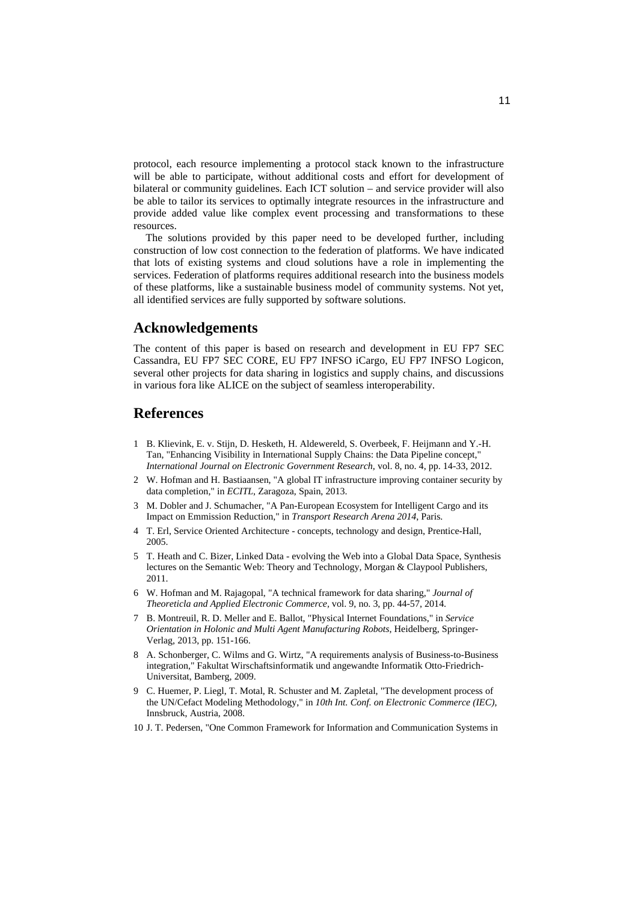protocol, each resource implementing a protocol stack known to the infrastructure will be able to participate, without additional costs and effort for development of bilateral or community guidelines. Each ICT solution – and service provider will also be able to tailor its services to optimally integrate resources in the infrastructure and provide added value like complex event processing and transformations to these resources.

The solutions provided by this paper need to be developed further, including construction of low cost connection to the federation of platforms. We have indicated that lots of existing systems and cloud solutions have a role in implementing the services. Federation of platforms requires additional research into the business models of these platforms, like a sustainable business model of community systems. Not yet, all identified services are fully supported by software solutions.

## Acknowledgements

The content of this paper is based on research and development in EU FP7 SEC Cassandra, EU FP7 SEC CORE, EU FP7 INFSO iCargo, EU FP7 INFSO Logicon, several other projects for data sharing in logistics and supply chains, and discussions in various fora like ALICE on the subject of seamless interoperability.

## References

1 B. Klievink, E. v. Stijn, D. Hesketh, H. Aldewereld, S. Overbeek, F. Heijmann and Y.-H. Tan, "Enhancing Visibility in International Supply Chains: the Data Pipeline concept," *International Journal on Electronic Government Research,* vol. 8, no. 4, pp. 14-33, 2012.

2 W. Hofman and H. Bastiaansen, "A global IT infrastructure improving container security by data completion," in *ECITL*, Zaragoza, Spain, 2013.

3 M. Dobler and J. Schumacher, "A Pan-European Ecosystem for Intelligent Cargo and its Impact on Emmission Reduction," in *Transport Research Arena 2014*, Paris.

4 T. Erl, Service Oriented Architecture - concepts, technology and design, Prentice-Hall, 2005.

5 T. Heath and C. Bizer, Linked Data - evolving the Web into a Global Data Space, Synthesis lectures on the Semantic Web: Theory and Technology, Morgan & Claypool Publishers, 2011.

6 W. Hofman and M. Rajagopal, "A technical framework for data sharing," *Journal of Theoreticla and Applied Electronic Commerce,* vol. 9, no. 3, pp. 44-57, 2014.

7 B. Montreuil, R. D. Meller and E. Ballot, "Physical Internet Foundations," in *Service Orientation in Holonic and Multi Agent Manufacturing Robots*, Heidelberg, Springer-Verlag, 2013, pp. 151-166.

8 A. Schonberger, C. Wilms and G. Wirtz, "A requirements analysis of Business-to-Business integration," Fakultat Wirschaftsinformatik und angewandte Informatik Otto-Friedrich-Universitat, Bamberg, 2009.

9 C. Huemer, P. Liegl, T. Motal, R. Schuster and M. Zapletal, "The development process of the UN/Cefact Modeling Methodology," in *10th Int. Conf. on Electronic Commerce (IEC)*, Innsbruck, Austria, 2008.

10 J. T. Pedersen, "One Common Framework for Information and Communication Systems in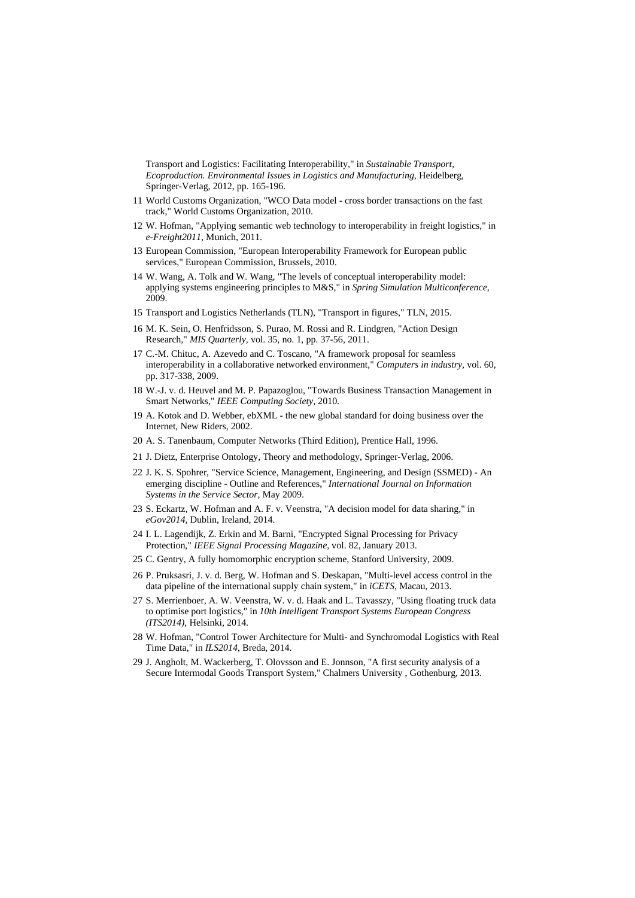Transport and Logistics: Facilitating Interoperability," in *Sustainable Transport, Ecoproduction. Environmental Issues in Logistics and Manufacturing*, Heidelberg, Springer-Verlag, 2012, pp. 165-196.

11 World Customs Organization, "WCO Data model - cross border transactions on the fast track," World Customs Organization, 2010.

12 W. Hofman, "Applying semantic web technology to interoperability in freight logistics," in *e-Freight2011*, Munich, 2011.

13 European Commission, "European Interoperability Framework for European public services," European Commission, Brussels, 2010.

14 W. Wang, A. Tolk and W. Wang, "The levels of conceptual interoperability model: applying systems engineering principles to M&S," in *Spring Simulation Multiconference*, 2009.

15 Transport and Logistics Netherlands (TLN), "Transport in figures," TLN, 2015.

16 M. K. Sein, O. Henfridsson, S. Purao, M. Rossi and R. Lindgren, "Action Design Research," *MIS Quarterly*, vol. 35, no. 1, pp. 37-56, 2011.

17 C.-M. Chituc, A. Azevedo and C. Toscano, "A framework proposal for seamless interoperability in a collaborative networked environment," *Computers in industry*, vol. 60, pp. 317-338, 2009.

18 W.-J. v. d. Heuvel and M. P. Papazoglou, "Towards Business Transaction Management in Smart Networks," *IEEE Computing Society*, 2010.

19 A. Kotok and D. Webber, ebXML - the new global standard for doing business over the Internet, New Riders, 2002.

20 A. S. Tanenbaum, Computer Networks (Third Edition), Prentice Hall, 1996.

21 J. Dietz, Enterprise Ontology, Theory and methodology, Springer-Verlag, 2006.

22 J. K. S. Spohrer, "Service Science, Management, Engineering, and Design (SSMED) - An emerging discipline - Outline and References," *International Journal on Information Systems in the Service Sector*, May 2009.

23 S. Eckartz, W. Hofman and A. F. v. Veenstra, "A decision model for data sharing," in *eGov2014*, Dublin, Ireland, 2014.

24 I. L. Lagendijk, Z. Erkin and M. Barni, "Encrypted Signal Processing for Privacy Protection," *IEEE Signal Processing Magazine*, vol. 82, January 2013.

25 C. Gentry, A fully homomorphic encryption scheme, Stanford University, 2009.

26 P. Pruksasri, J. v. d. Berg, W. Hofman and S. Deskapan, "Multi-level access control in the data pipeline of the international supply chain system," in *iCETS*, Macau, 2013.

27 S. Merrienboer, A. W. Veenstra, W. v. d. Haak and L. Tavasszy, "Using floating truck data to optimise port logistics," in *10th Intelligent Transport Systems European Congress (ITS2014)*, Helsinki, 2014.

28 W. Hofman, "Control Tower Architecture for Multi- and Synchromodal Logistics with Real Time Data," in *ILS2014*, Breda, 2014.

29 J. Angholt, M. Wackerberg, T. Olovsson and E. Jonnson, "A first security analysis of a Secure Intermodal Goods Transport System," Chalmers University , Gothenburg, 2013.